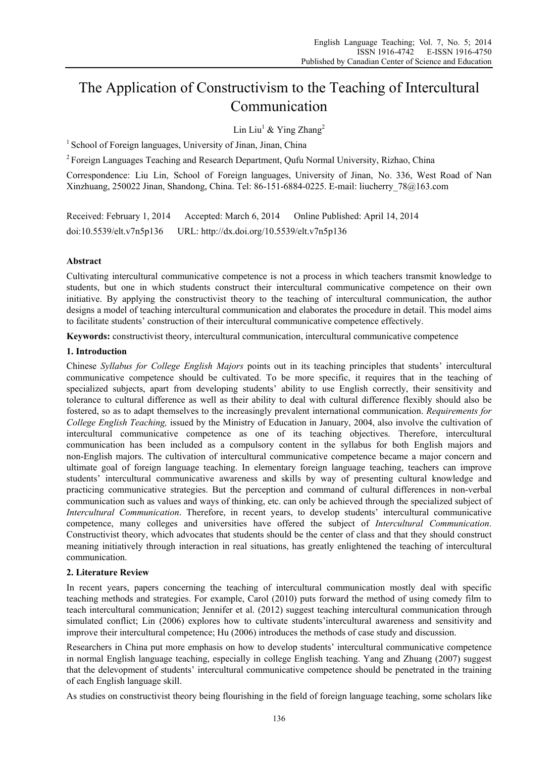# The Application of Constructivism to the Teaching of Intercultural Communication

Lin Liu[1] & Ying Zhang[2]

[1] School of Foreign languages, University of Jinan, Jinan, China

[2] Foreign Languages Teaching and Research Department, Qufu Normal University, Rizhao, China

Correspondence: Liu Lin, School of Foreign languages, University of Jinan, No. 336, West Road of Nan Xinzhuang, 250022 Jinan, Shandong, China. Tel: 86-151-6884-0225. E-mail: liucherry_78@163.com

Received: February 1, 2014 Accepted: March 6, 2014 Online Published: April 14, 2014

doi:10.5539/elt.v7n5p136 URL: http://dx.doi.org/10.5539/elt.v7n5p136

## Abstract

Cultivating intercultural communicative competence is not a process in which teachers transmit knowledge to students, but one in which students construct their intercultural communicative competence on their own initiative. By applying the constructivist theory to the teaching of intercultural communication, the author designs a model of teaching intercultural communication and elaborates the procedure in detail. This model aims to facilitate students' construction of their intercultural communicative competence effectively.

**Keywords:** constructivist theory, intercultural communication, intercultural communicative competence

## 1. Introduction

Chinese *Syllabus for College English Majors* points out in its teaching principles that students' intercultural communicative competence should be cultivated. To be more specific, it requires that in the teaching of specialized subjects, apart from developing students' ability to use English correctly, their sensitivity and tolerance to cultural difference as well as their ability to deal with cultural difference flexibly should also be fostered, so as to adapt themselves to the increasingly prevalent international communication. *Requirements for College English Teaching,* issued by the Ministry of Education in January, 2004, also involve the cultivation of intercultural communicative competence as one of its teaching objectives. Therefore, intercultural communication has been included as a compulsory content in the syllabus for both English majors and non-English majors. The cultivation of intercultural communicative competence became a major concern and ultimate goal of foreign language teaching. In elementary foreign language teaching, teachers can improve students' intercultural communicative awareness and skills by way of presenting cultural knowledge and practicing communicative strategies. But the perception and command of cultural differences in non-verbal communication such as values and ways of thinking, etc. can only be achieved through the specialized subject of *Intercultural Communication*. Therefore, in recent years, to develop students' intercultural communicative competence, many colleges and universities have offered the subject of *Intercultural Communication*. Constructivist theory, which advocates that students should be the center of class and that they should construct meaning initiatively through interaction in real situations, has greatly enlightened the teaching of intercultural communication.

## 2. Literature Review

In recent years, papers concerning the teaching of intercultural communication mostly deal with specific teaching methods and strategies. For example, Carol (2010) puts forward the method of using comedy film to teach intercultural communication; Jennifer et al. (2012) suggest teaching intercultural communication through simulated conflict; Lin (2006) explores how to cultivate students'intercultural awareness and sensitivity and improve their intercultural competence; Hu (2006) introduces the methods of case study and discussion.

Researchers in China put more emphasis on how to develop students' intercultural communicative competence in normal English language teaching, especially in college English teaching. Yang and Zhuang (2007) suggest that the delevopment of students' intercultural communicative competence should be penetrated in the training of each English language skill.

As studies on constructivist theory being flourishing in the field of foreign language teaching, some scholars like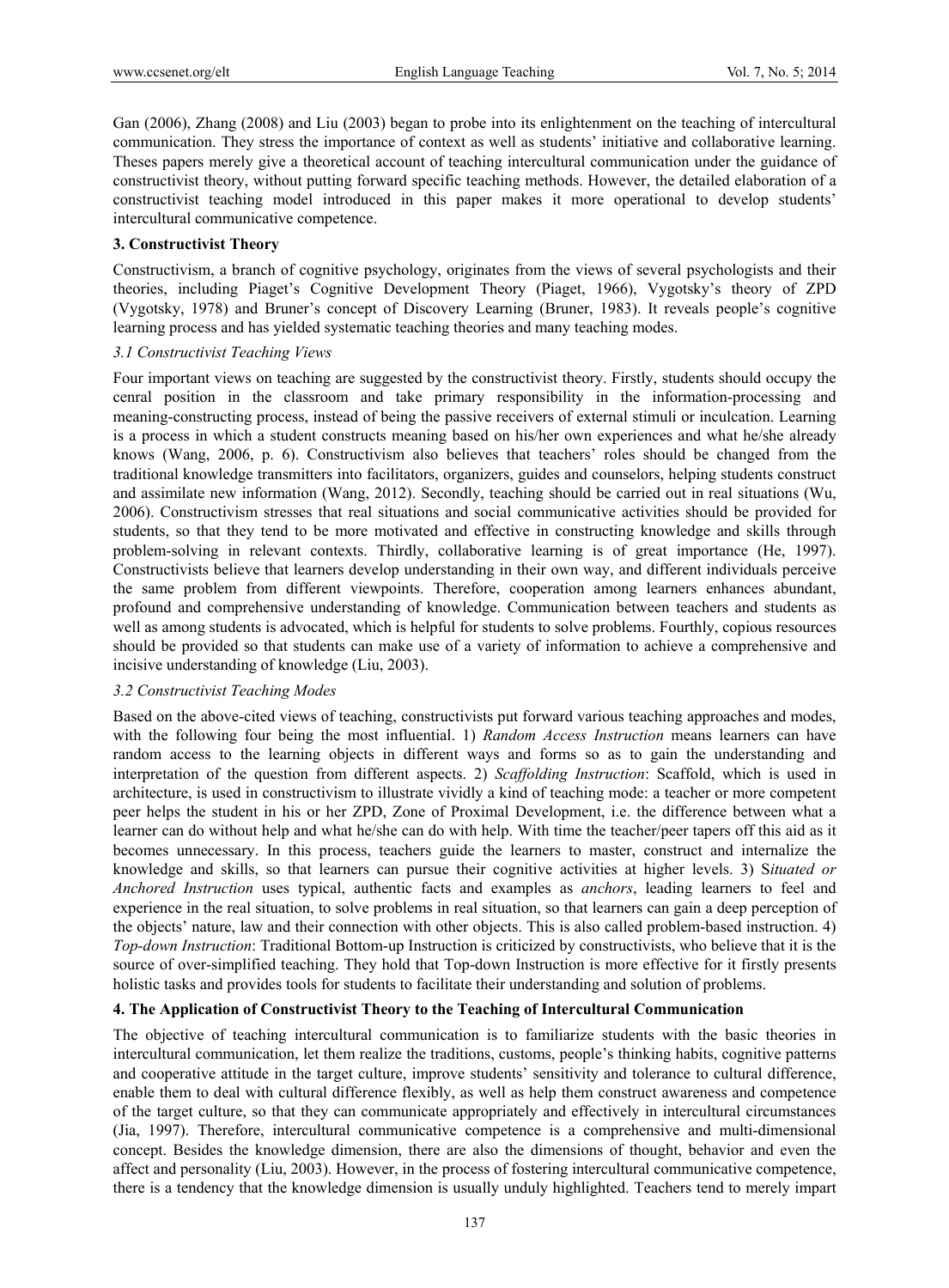Gan (2006), Zhang (2008) and Liu (2003) began to probe into its enlightenment on the teaching of intercultural communication. They stress the importance of context as well as students' initiative and collaborative learning. Theses papers merely give a theoretical account of teaching intercultural communication under the guidance of constructivist theory, without putting forward specific teaching methods. However, the detailed elaboration of a constructivist teaching model introduced in this paper makes it more operational to develop students' intercultural communicative competence.

## 3. Constructivist Theory

Constructivism, a branch of cognitive psychology, originates from the views of several psychologists and their theories, including Piaget's Cognitive Development Theory (Piaget, 1966), Vygotsky's theory of ZPD (Vygotsky, 1978) and Bruner's concept of Discovery Learning (Bruner, 1983). It reveals people's cognitive learning process and has yielded systematic teaching theories and many teaching modes.

### *3.1 Constructivist Teaching Views*

Four important views on teaching are suggested by the constructivist theory. Firstly, students should occupy the cenral position in the classroom and take primary responsibility in the information-processing and meaning-constructing process, instead of being the passive receivers of external stimuli or inculcation. Learning is a process in which a student constructs meaning based on his/her own experiences and what he/she already knows (Wang, 2006, p. 6). Constructivism also believes that teachers' roles should be changed from the traditional knowledge transmitters into facilitators, organizers, guides and counselors, helping students construct and assimilate new information (Wang, 2012). Secondly, teaching should be carried out in real situations (Wu, 2006). Constructivism stresses that real situations and social communicative activities should be provided for students, so that they tend to be more motivated and effective in constructing knowledge and skills through problem-solving in relevant contexts. Thirdly, collaborative learning is of great importance (He, 1997). Constructivists believe that learners develop understanding in their own way, and different individuals perceive the same problem from different viewpoints. Therefore, cooperation among learners enhances abundant, profound and comprehensive understanding of knowledge. Communication between teachers and students as well as among students is advocated, which is helpful for students to solve problems. Fourthly, copious resources should be provided so that students can make use of a variety of information to achieve a comprehensive and incisive understanding of knowledge (Liu, 2003).

### *3.2 Constructivist Teaching Modes*

Based on the above-cited views of teaching, constructivists put forward various teaching approaches and modes, with the following four being the most influential. 1) *Random Access Instruction* means learners can have random access to the learning objects in different ways and forms so as to gain the understanding and interpretation of the question from different aspects. 2) *Scaffolding Instruction*: Scaffold, which is used in architecture, is used in constructivism to illustrate vividly a kind of teaching mode: a teacher or more competent peer helps the student in his or her ZPD, Zone of Proximal Development, i.e. the difference between what a learner can do without help and what he/she can do with help. With time the teacher/peer tapers off this aid as it becomes unnecessary. In this process, teachers guide the learners to master, construct and internalize the knowledge and skills, so that learners can pursue their cognitive activities at higher levels. 3) S*ituated or Anchored Instruction* uses typical, authentic facts and examples as *anchors*, leading learners to feel and experience in the real situation, to solve problems in real situation, so that learners can gain a deep perception of the objects' nature, law and their connection with other objects. This is also called problem-based instruction. 4) *Top-down Instruction*: Traditional Bottom-up Instruction is criticized by constructivists, who believe that it is the source of over-simplified teaching. They hold that Top-down Instruction is more effective for it firstly presents holistic tasks and provides tools for students to facilitate their understanding and solution of problems.

## 4. The Application of Constructivist Theory to the Teaching of Intercultural Communication

The objective of teaching intercultural communication is to familiarize students with the basic theories in intercultural communication, let them realize the traditions, customs, people's thinking habits, cognitive patterns and cooperative attitude in the target culture, improve students' sensitivity and tolerance to cultural difference, enable them to deal with cultural difference flexibly, as well as help them construct awareness and competence of the target culture, so that they can communicate appropriately and effectively in intercultural circumstances (Jia, 1997). Therefore, intercultural communicative competence is a comprehensive and multi-dimensional concept. Besides the knowledge dimension, there are also the dimensions of thought, behavior and even the affect and personality (Liu, 2003). However, in the process of fostering intercultural communicative competence, there is a tendency that the knowledge dimension is usually unduly highlighted. Teachers tend to merely impart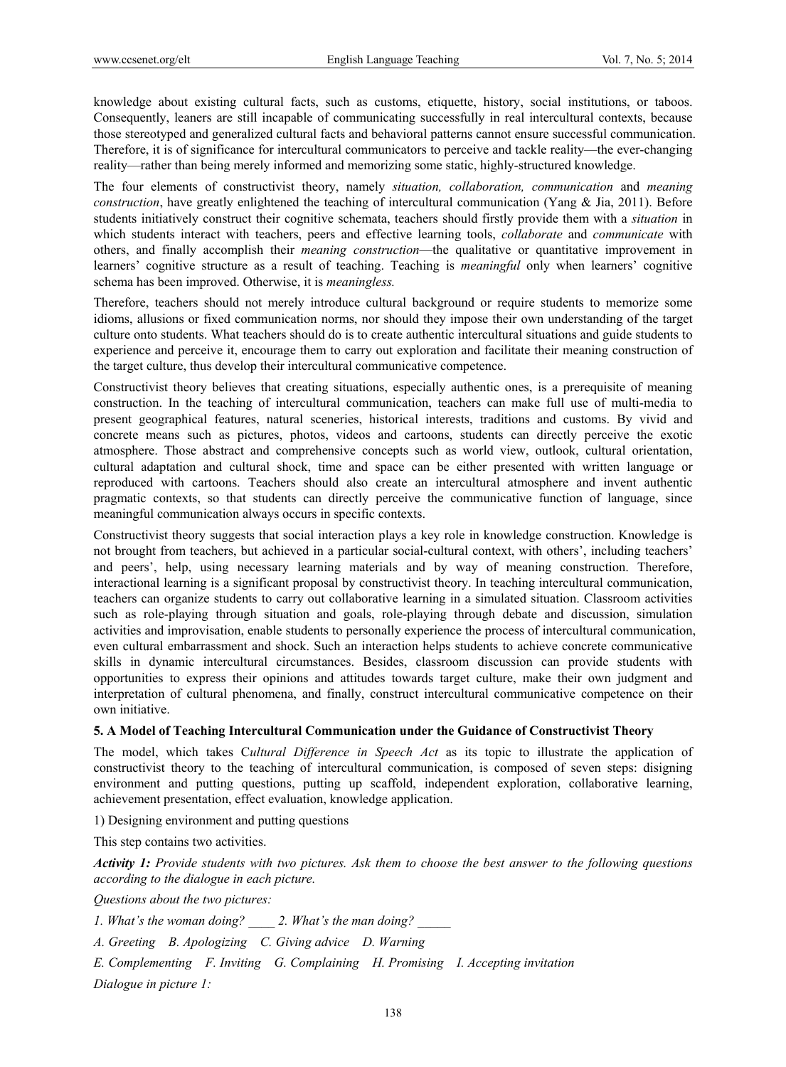knowledge about existing cultural facts, such as customs, etiquette, history, social institutions, or taboos. Consequently, leaners are still incapable of communicating successfully in real intercultural contexts, because those stereotyped and generalized cultural facts and behavioral patterns cannot ensure successful communication. Therefore, it is of significance for intercultural communicators to perceive and tackle reality—the ever-changing reality—rather than being merely informed and memorizing some static, highly-structured knowledge.

The four elements of constructivist theory, namely *situation, collaboration, communication* and *meaning construction*, have greatly enlightened the teaching of intercultural communication (Yang & Jia, 2011). Before students initiatively construct their cognitive schemata, teachers should firstly provide them with a *situation* in which students interact with teachers, peers and effective learning tools, *collaborate* and *communicate* with others, and finally accomplish their *meaning construction*—the qualitative or quantitative improvement in learners' cognitive structure as a result of teaching. Teaching is *meaningful* only when learners' cognitive schema has been improved. Otherwise, it is *meaningless.*

Therefore, teachers should not merely introduce cultural background or require students to memorize some idioms, allusions or fixed communication norms, nor should they impose their own understanding of the target culture onto students. What teachers should do is to create authentic intercultural situations and guide students to experience and perceive it, encourage them to carry out exploration and facilitate their meaning construction of the target culture, thus develop their intercultural communicative competence.

Constructivist theory believes that creating situations, especially authentic ones, is a prerequisite of meaning construction. In the teaching of intercultural communication, teachers can make full use of multi-media to present geographical features, natural sceneries, historical interests, traditions and customs. By vivid and concrete means such as pictures, photos, videos and cartoons, students can directly perceive the exotic atmosphere. Those abstract and comprehensive concepts such as world view, outlook, cultural orientation, cultural adaptation and cultural shock, time and space can be either presented with written language or reproduced with cartoons. Teachers should also create an intercultural atmosphere and invent authentic pragmatic contexts, so that students can directly perceive the communicative function of language, since meaningful communication always occurs in specific contexts.

Constructivist theory suggests that social interaction plays a key role in knowledge construction. Knowledge is not brought from teachers, but achieved in a particular social-cultural context, with others', including teachers' and peers', help, using necessary learning materials and by way of meaning construction. Therefore, interactional learning is a significant proposal by constructivist theory. In teaching intercultural communication, teachers can organize students to carry out collaborative learning in a simulated situation. Classroom activities such as role-playing through situation and goals, role-playing through debate and discussion, simulation activities and improvisation, enable students to personally experience the process of intercultural communication, even cultural embarrassment and shock. Such an interaction helps students to achieve concrete communicative skills in dynamic intercultural circumstances. Besides, classroom discussion can provide students with opportunities to express their opinions and attitudes towards target culture, make their own judgment and interpretation of cultural phenomena, and finally, construct intercultural communicative competence on their own initiative.

## 5. A Model of Teaching Intercultural Communication under the Guidance of Constructivist Theory

The model, which takes C*ultural Difference in Speech Act* as its topic to illustrate the application of constructivist theory to the teaching of intercultural communication, is composed of seven steps: disigning environment and putting questions, putting up scaffold, independent exploration, collaborative learning, achievement presentation, effect evaluation, knowledge application.

1) Designing environment and putting questions

This step contains two activities.

***Activity 1:*** *Provide students with two pictures. Ask them to choose the best answer to the following questions according to the dialogue in each picture.*

*Questions about the two pictures:*

*1. What's the woman doing? \_\_\_\_ 2. What's the man doing? \_\_\_\_\_*

*A. Greeting B. Apologizing C. Giving advice D. Warning*

*E. Complementing F. Inviting G. Complaining H. Promising I. Accepting invitation*

*Dialogue in picture 1:*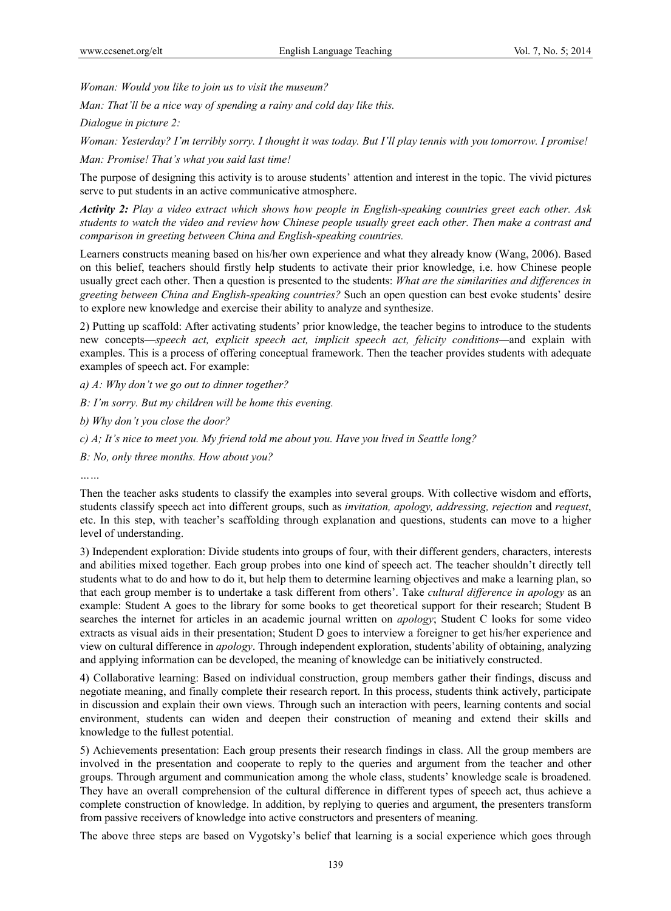*Woman: Would you like to join us to visit the museum?*

*Man: That'll be a nice way of spending a rainy and cold day like this.*

*Dialogue in picture 2:*

*Woman: Yesterday? I'm terribly sorry. I thought it was today. But I'll play tennis with you tomorrow. I promise!*

*Man: Promise! That's what you said last time!*

The purpose of designing this activity is to arouse students' attention and interest in the topic. The vivid pictures serve to put students in an active communicative atmosphere.

***Activity 2:*** *Play a video extract which shows how people in English-speaking countries greet each other. Ask students to watch the video and review how Chinese people usually greet each other. Then make a contrast and comparison in greeting between China and English-speaking countries.*

Learners constructs meaning based on his/her own experience and what they already know (Wang, 2006). Based on this belief, teachers should firstly help students to activate their prior knowledge, i.e. how Chinese people usually greet each other. Then a question is presented to the students: *What are the similarities and differences in greeting between China and English-speaking countries?* Such an open question can best evoke students' desire to explore new knowledge and exercise their ability to analyze and synthesize.

2) Putting up scaffold: After activating students' prior knowledge, the teacher begins to introduce to the students new concepts—*speech act, explicit speech act, implicit speech act, felicity conditions—*and explain with examples. This is a process of offering conceptual framework. Then the teacher provides students with adequate examples of speech act. For example:

*a) A: Why don't we go out to dinner together?*

*B: I'm sorry. But my children will be home this evening.*

*b) Why don't you close the door?*

*c) A; It's nice to meet you. My friend told me about you. Have you lived in Seattle long?*

*B: No, only three months. How about you?*

*……*

Then the teacher asks students to classify the examples into several groups. With collective wisdom and efforts, students classify speech act into different groups, such as *invitation, apology, addressing, rejection* and *request*, etc. In this step, with teacher's scaffolding through explanation and questions, students can move to a higher level of understanding.

3) Independent exploration: Divide students into groups of four, with their different genders, characters, interests and abilities mixed together. Each group probes into one kind of speech act. The teacher shouldn't directly tell students what to do and how to do it, but help them to determine learning objectives and make a learning plan, so that each group member is to undertake a task different from others'. Take *cultural difference in apology* as an example: Student A goes to the library for some books to get theoretical support for their research; Student B searches the internet for articles in an academic journal written on *apology*; Student C looks for some video extracts as visual aids in their presentation; Student D goes to interview a foreigner to get his/her experience and view on cultural difference in *apology*. Through independent exploration, students'ability of obtaining, analyzing and applying information can be developed, the meaning of knowledge can be initiatively constructed.

4) Collaborative learning: Based on individual construction, group members gather their findings, discuss and negotiate meaning, and finally complete their research report. In this process, students think actively, participate in discussion and explain their own views. Through such an interaction with peers, learning contents and social environment, students can widen and deepen their construction of meaning and extend their skills and knowledge to the fullest potential.

5) Achievements presentation: Each group presents their research findings in class. All the group members are involved in the presentation and cooperate to reply to the queries and argument from the teacher and other groups. Through argument and communication among the whole class, students' knowledge scale is broadened. They have an overall comprehension of the cultural difference in different types of speech act, thus achieve a complete construction of knowledge. In addition, by replying to queries and argument, the presenters transform from passive receivers of knowledge into active constructors and presenters of meaning.

The above three steps are based on Vygotsky's belief that learning is a social experience which goes through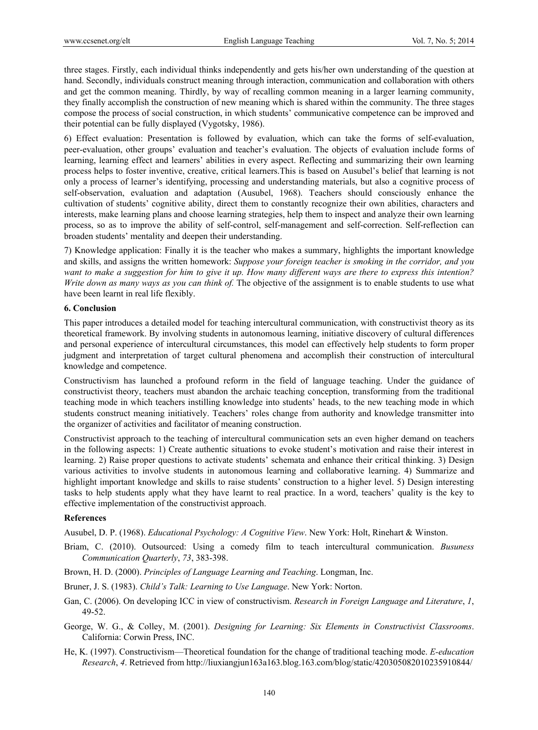three stages. Firstly, each individual thinks independently and gets his/her own understanding of the question at hand. Secondly, individuals construct meaning through interaction, communication and collaboration with others and get the common meaning. Thirdly, by way of recalling common meaning in a larger learning community, they finally accomplish the construction of new meaning which is shared within the community. The three stages compose the process of social construction, in which students' communicative competence can be improved and their potential can be fully displayed (Vygotsky, 1986).

6) Effect evaluation: Presentation is followed by evaluation, which can take the forms of self-evaluation, peer-evaluation, other groups' evaluation and teacher's evaluation. The objects of evaluation include forms of learning, learning effect and learners' abilities in every aspect. Reflecting and summarizing their own learning process helps to foster inventive, creative, critical learners.This is based on Ausubel's belief that learning is not only a process of learner's identifying, processing and understanding materials, but also a cognitive process of self-observation, evaluation and adaptation (Ausubel, 1968). Teachers should consciously enhance the cultivation of students' cognitive ability, direct them to constantly recognize their own abilities, characters and interests, make learning plans and choose learning strategies, help them to inspect and analyze their own learning process, so as to improve the ability of self-control, self-management and self-correction. Self-reflection can broaden students' mentality and deepen their understanding.

7) Knowledge application: Finally it is the teacher who makes a summary, highlights the important knowledge and skills, and assigns the written homework: *Suppose your foreign teacher is smoking in the corridor, and you want to make a suggestion for him to give it up. How many different ways are there to express this intention? Write down as many ways as you can think of.* The objective of the assignment is to enable students to use what have been learnt in real life flexibly.

## 6. Conclusion

This paper introduces a detailed model for teaching intercultural communication, with constructivist theory as its theoretical framework. By involving students in autonomous learning, initiative discovery of cultural differences and personal experience of intercultural circumstances, this model can effectively help students to form proper judgment and interpretation of target cultural phenomena and accomplish their construction of intercultural knowledge and competence.

Constructivism has launched a profound reform in the field of language teaching. Under the guidance of constructivist theory, teachers must abandon the archaic teaching conception, transforming from the traditional teaching mode in which teachers instilling knowledge into students' heads, to the new teaching mode in which students construct meaning initiatively. Teachers' roles change from authority and knowledge transmitter into the organizer of activities and facilitator of meaning construction.

Constructivist approach to the teaching of intercultural communication sets an even higher demand on teachers in the following aspects: 1) Create authentic situations to evoke student's motivation and raise their interest in learning. 2) Raise proper questions to activate students' schemata and enhance their critical thinking. 3) Design various activities to involve students in autonomous learning and collaborative learning. 4) Summarize and highlight important knowledge and skills to raise students' construction to a higher level. 5) Design interesting tasks to help students apply what they have learnt to real practice. In a word, teachers' quality is the key to effective implementation of the constructivist approach.

## References

Ausubel, D. P. (1968). *Educational Psychology: A Cognitive View*. New York: Holt, Rinehart & Winston.

Briam, C. (2010). Outsourced: Using a comedy film to teach intercultural communication. *Busuness Communication Quarterly*, *73*, 383-398.

Brown, H. D. (2000). *Principles of Language Learning and Teaching*. Longman, Inc.

Bruner, J. S. (1983). *Child's Talk: Learning to Use Language*. New York: Norton.

Gan, C. (2006). On developing ICC in view of constructivism. *Research in Foreign Language and Literature*, *1*, 49-52.

George, W. G., & Colley, M. (2001). *Designing for Learning: Six Elements in Constructivist Classrooms*. California: Corwin Press, INC.

He, K. (1997). Constructivism—Theoretical foundation for the change of traditional teaching mode. *E-education Research*, *4*. Retrieved from http://liuxiangjun163a163.blog.163.com/blog/static/420305082010235910844/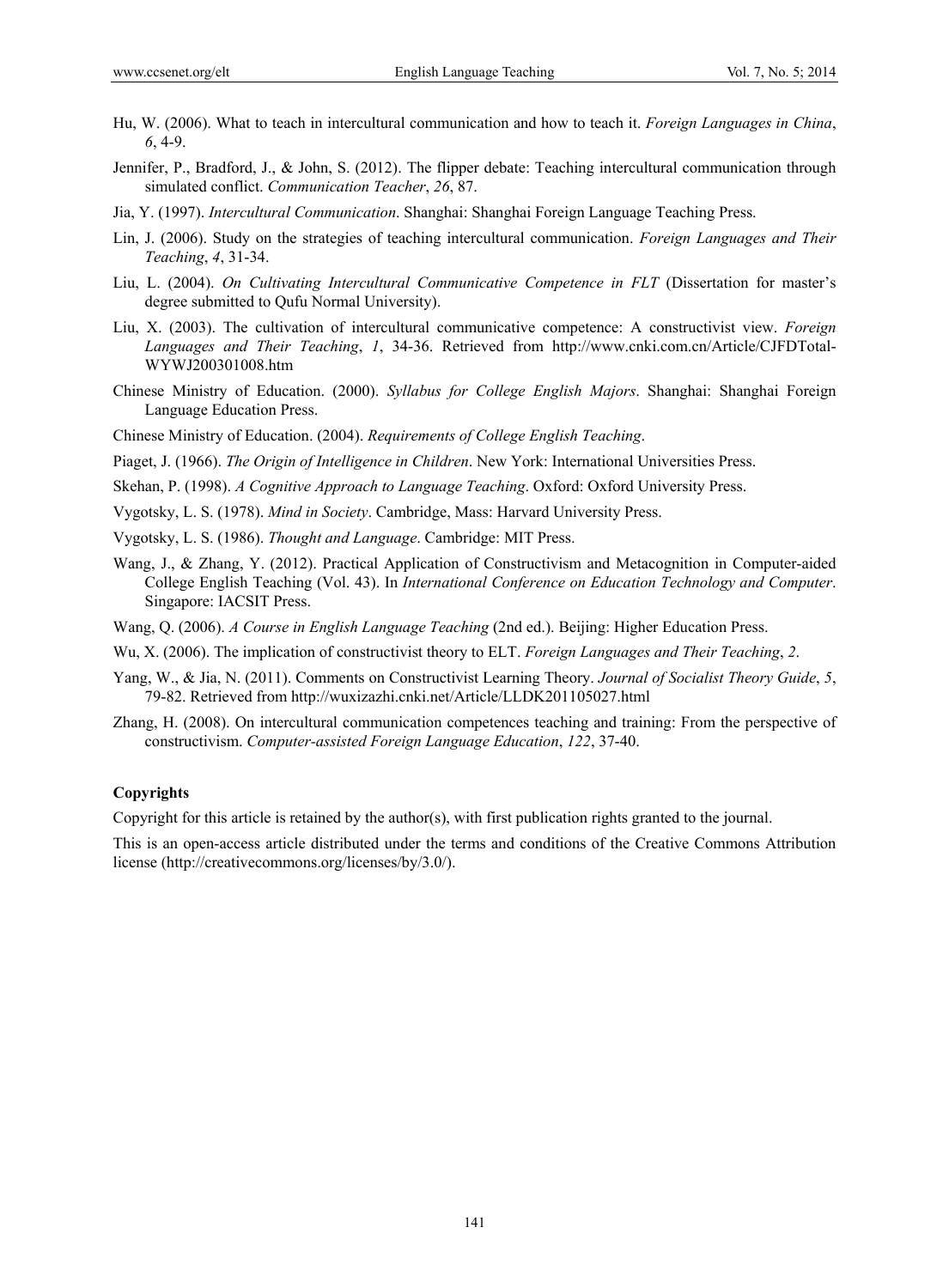Hu, W. (2006). What to teach in intercultural communication and how to teach it. *Foreign Languages in China*, *6*, 4-9.

Jennifer, P., Bradford, J., & John, S. (2012). The flipper debate: Teaching intercultural communication through simulated conflict. *Communication Teacher*, *26*, 87.

Jia, Y. (1997). *Intercultural Communication*. Shanghai: Shanghai Foreign Language Teaching Press.

Lin, J. (2006). Study on the strategies of teaching intercultural communication. *Foreign Languages and Their Teaching*, *4*, 31-34.

Liu, L. (2004). *On Cultivating Intercultural Communicative Competence in FLT* (Dissertation for master's degree submitted to Qufu Normal University).

Liu, X. (2003). The cultivation of intercultural communicative competence: A constructivist view. *Foreign Languages and Their Teaching*, *1*, 34-36. Retrieved from http://www.cnki.com.cn/Article/CJFDTotal-WYWJ200301008.htm

Chinese Ministry of Education. (2000). *Syllabus for College English Majors*. Shanghai: Shanghai Foreign Language Education Press.

Chinese Ministry of Education. (2004). *Requirements of College English Teaching*.

Piaget, J. (1966). *The Origin of Intelligence in Children*. New York: International Universities Press.

Skehan, P. (1998). *A Cognitive Approach to Language Teaching*. Oxford: Oxford University Press.

Vygotsky, L. S. (1978). *Mind in Society*. Cambridge, Mass: Harvard University Press.

Vygotsky, L. S. (1986). *Thought and Language*. Cambridge: MIT Press.

Wang, J., & Zhang, Y. (2012). Practical Application of Constructivism and Metacognition in Computer-aided College English Teaching (Vol. 43). In *International Conference on Education Technology and Computer*. Singapore: IACSIT Press.

Wang, Q. (2006). *A Course in English Language Teaching* (2nd ed.). Beijing: Higher Education Press.

Wu, X. (2006). The implication of constructivist theory to ELT. *Foreign Languages and Their Teaching*, *2*.

Yang, W., & Jia, N. (2011). Comments on Constructivist Learning Theory. *Journal of Socialist Theory Guide*, *5*, 79-82. Retrieved from http://wuxizazhi.cnki.net/Article/LLDK201105027.html

Zhang, H. (2008). On intercultural communication competences teaching and training: From the perspective of constructivism. *Computer-assisted Foreign Language Education*, *122*, 37-40.

**Copyrights**

Copyright for this article is retained by the author(s), with first publication rights granted to the journal.

This is an open-access article distributed under the terms and conditions of the Creative Commons Attribution license (http://creativecommons.org/licenses/by/3.0/).